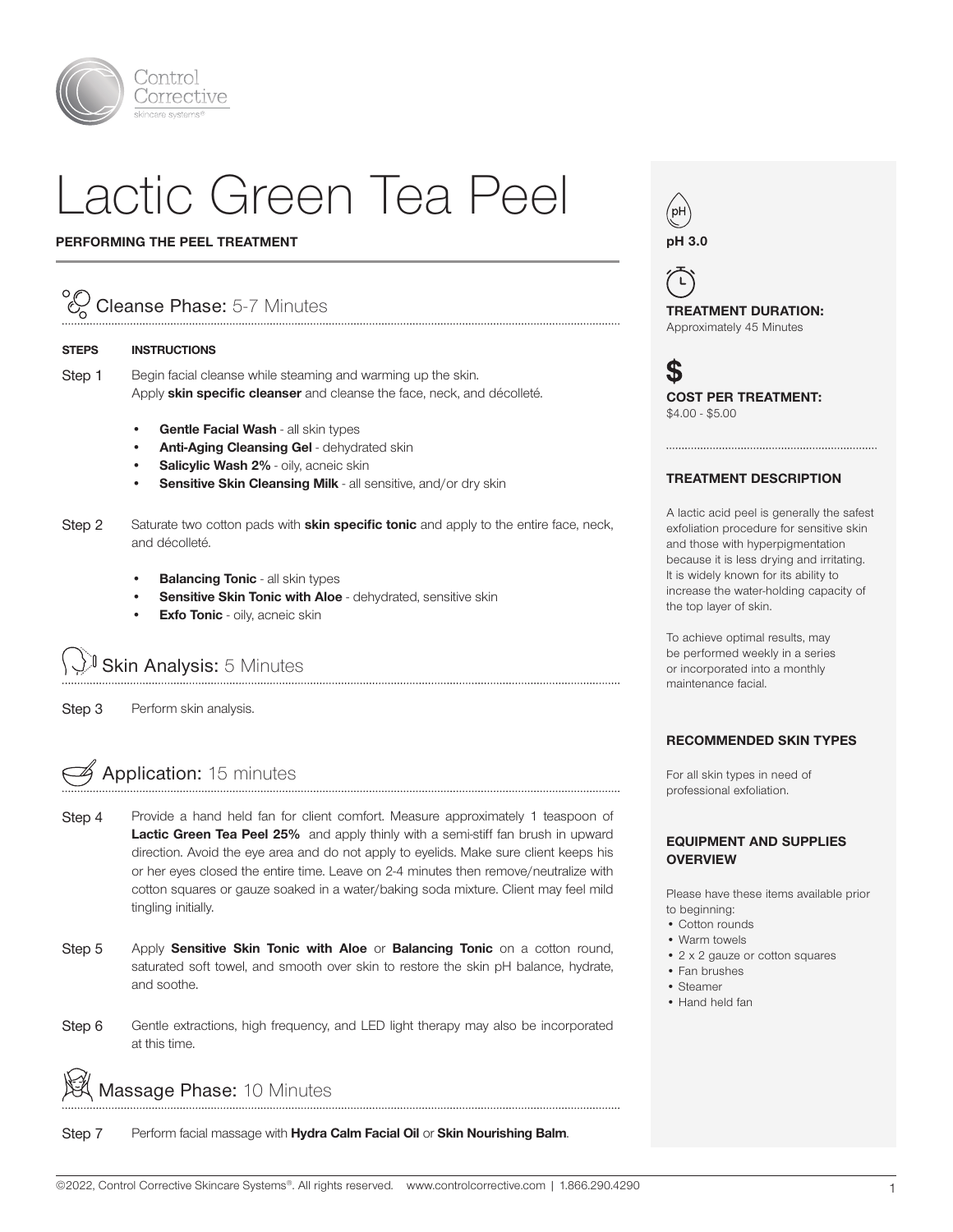Control Corrective skincare systems®

# Lactic Green Tea Peel

**PERFORMING THE PEEL TREATMENT**

## Cleanse Phase: 5-7 Minutes

| STEPS | INSTRUCTIONS |
|---|---|
| Step 1 | Begin facial cleanse while steaming and warming up the skin. Apply **skin specific cleanser** and cleanse the face, neck, and décolleté. |

- **Gentle Facial Wash** - all skin types
- **Anti-Aging Cleansing Gel** - dehydrated skin
- **Salicylic Wash 2%** - oily, acneic skin
- **Sensitive Skin Cleansing Milk** - all sensitive, and/or dry skin

Step 2 Saturate two cotton pads with **skin specific tonic** and apply to the entire face, neck, and décolleté.

- **Balancing Tonic** - all skin types
- **Sensitive Skin Tonic with Aloe** - dehydrated, sensitive skin
- **Exfo Tonic** - oily, acneic skin

## Skin Analysis: 5 Minutes

Step 3 Perform skin analysis.

## Application: 15 minutes

Step 4 Provide a hand held fan for client comfort. Measure approximately 1 teaspoon of **Lactic Green Tea Peel 25%** and apply thinly with a semi-stiff fan brush in upward direction. Avoid the eye area and do not apply to eyelids. Make sure client keeps his or her eyes closed the entire time. Leave on 2-4 minutes then remove/neutralize with cotton squares or gauze soaked in a water/baking soda mixture. Client may feel mild tingling initially.

Step 5 Apply **Sensitive Skin Tonic with Aloe** or **Balancing Tonic** on a cotton round, saturated soft towel, and smooth over skin to restore the skin pH balance, hydrate, and soothe.

Step 6 Gentle extractions, high frequency, and LED light therapy may also be incorporated at this time.

## Massage Phase: 10 Minutes

Step 7 Perform facial massage with **Hydra Calm Facial Oil** or **Skin Nourishing Balm**.

---

**pH 3.0**

**TREATMENT DURATION:**
Approximately 45 Minutes

**COST PER TREATMENT:**
$4.00 - $5.00

**TREATMENT DESCRIPTION**

A lactic acid peel is generally the safest exfoliation procedure for sensitive skin and those with hyperpigmentation because it is less drying and irritating. It is widely known for its ability to increase the water-holding capacity of the top layer of skin.

To achieve optimal results, may be performed weekly in a series or incorporated into a monthly maintenance facial.

**RECOMMENDED SKIN TYPES**

For all skin types in need of professional exfoliation.

**EQUIPMENT AND SUPPLIES OVERVIEW**

Please have these items available prior to beginning:

- Cotton rounds
- Warm towels
- 2 x 2 gauze or cotton squares
- Fan brushes
- Steamer
- Hand held fan

©2022, Control Corrective Skincare Systems®. All rights reserved. www.controlcorrective.com | 1.866.290.4290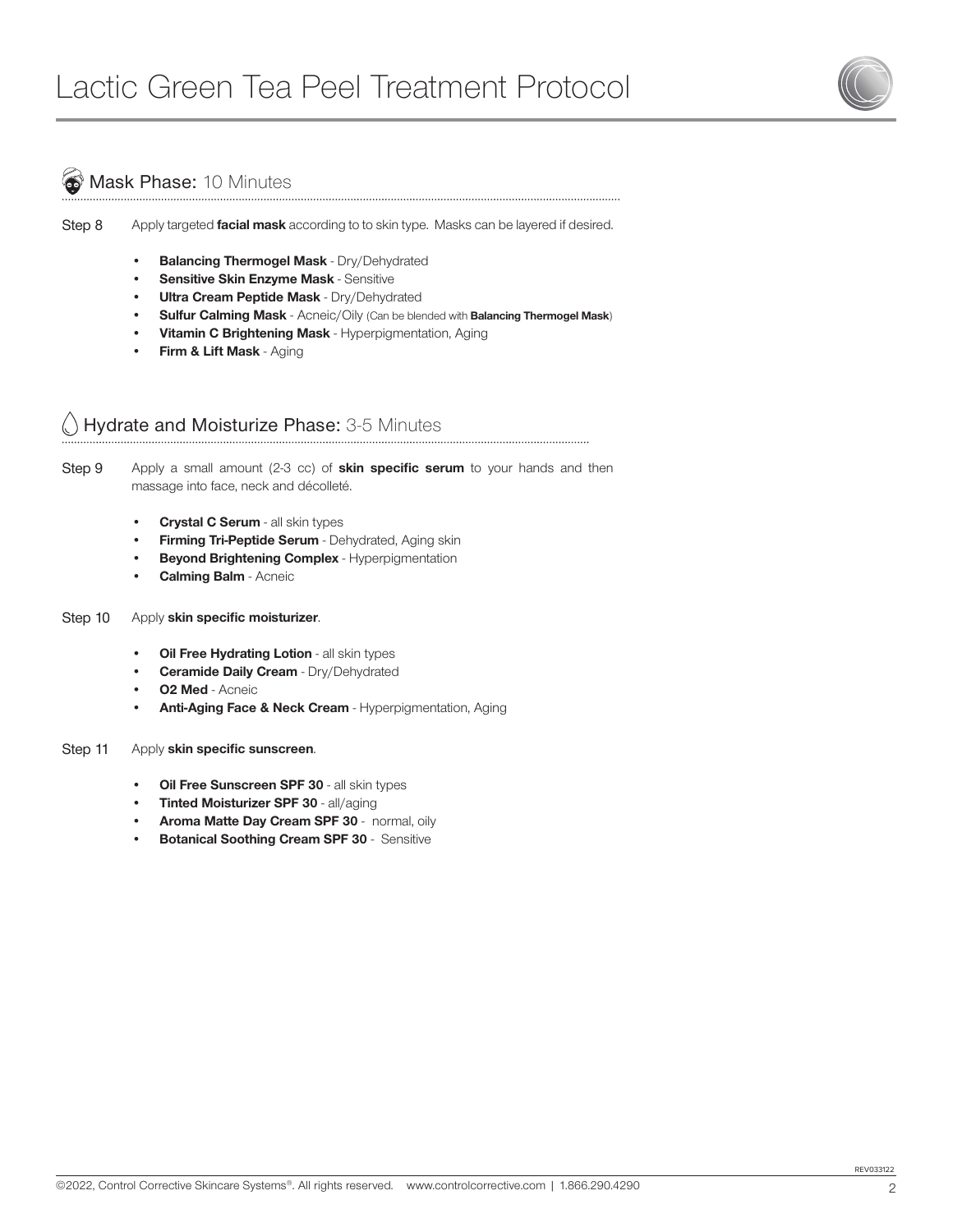# Lactic Green Tea Peel Treatment Protocol

## Mask Phase: 10 Minutes

Step 8 Apply targeted **facial mask** according to to skin type. Masks can be layered if desired.

- **Balancing Thermogel Mask** - Dry/Dehydrated
- **Sensitive Skin Enzyme Mask** - Sensitive
- **Ultra Cream Peptide Mask** - Dry/Dehydrated
- **Sulfur Calming Mask** - Acneic/Oily (Can be blended with **Balancing Thermogel Mask**)
- **Vitamin C Brightening Mask** - Hyperpigmentation, Aging
- **Firm & Lift Mask** - Aging

## Hydrate and Moisturize Phase: 3-5 Minutes

Step 9 Apply a small amount (2-3 cc) of **skin specific serum** to your hands and then massage into face, neck and décolleté.

- **Crystal C Serum** - all skin types
- **Firming Tri-Peptide Serum** - Dehydrated, Aging skin
- **Beyond Brightening Complex** - Hyperpigmentation
- **Calming Balm** - Acneic

Step 10 Apply **skin specific moisturizer**.

- **Oil Free Hydrating Lotion** - all skin types
- **Ceramide Daily Cream** - Dry/Dehydrated
- **O2 Med** - Acneic
- **Anti-Aging Face & Neck Cream** - Hyperpigmentation, Aging

Step 11 Apply **skin specific sunscreen**.

- **Oil Free Sunscreen SPF 30** - all skin types
- **Tinted Moisturizer SPF 30** - all/aging
- **Aroma Matte Day Cream SPF 30** - normal, oily
- **Botanical Soothing Cream SPF 30** - Sensitive

REV033122

©2022, Control Corrective Skincare Systems®. All rights reserved. www.controlcorrective.com | 1.866.290.4290